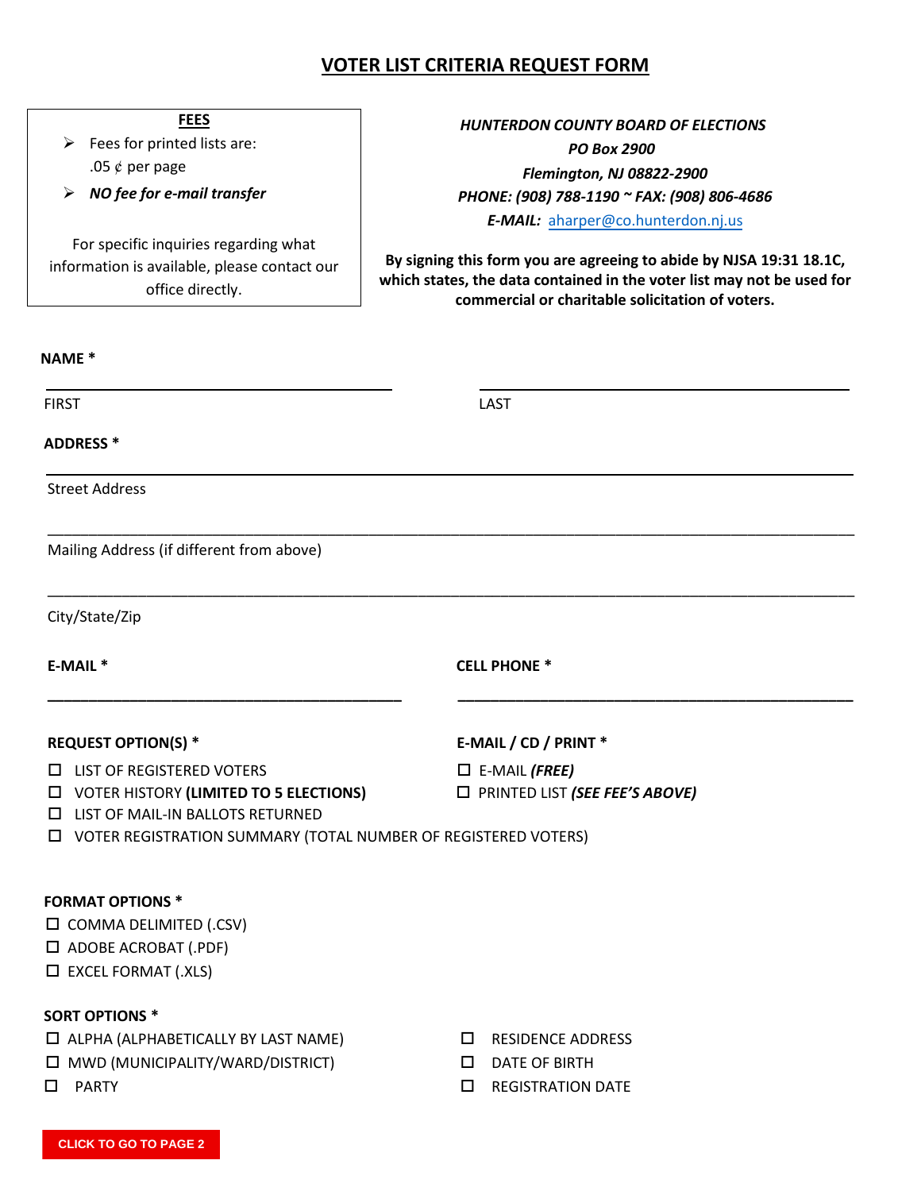# VOTER LIST CRITERIA REQUEST FORM

**FEES**

- Fees for printed lists are: .05 ¢ per page
- ***NO fee for e-mail transfer***

For specific inquiries regarding what information is available, please contact our office directly.

***HUNTERDON COUNTY BOARD OF ELECTIONS***
***PO Box 2900***
***Flemington, NJ 08822-2900***
***PHONE: (908) 788-1190 ~ FAX: (908) 806-4686***
***E-MAIL:*** aharper@co.hunterdon.nj.us

**By signing this form you are agreeing to abide by NJSA 19:31 18.1C, which states, the data contained in the voter list may not be used for commercial or charitable solicitation of voters.**

**NAME ***

______________________________ ______________________________
FIRST LAST

**ADDRESS ***

______________________________________________________________
Street Address

______________________________________________________________
Mailing Address (if different from above)

______________________________________________________________
City/State/Zip

**E-MAIL *** ______________________________

**CELL PHONE *** ______________________________

**REQUEST OPTION(S) ***

- ☐ LIST OF REGISTERED VOTERS
- ☐ VOTER HISTORY **(LIMITED TO 5 ELECTIONS)**
- ☐ LIST OF MAIL-IN BALLOTS RETURNED
- ☐ VOTER REGISTRATION SUMMARY (TOTAL NUMBER OF REGISTERED VOTERS)

**E-MAIL / CD / PRINT ***

- ☐ E-MAIL ***(FREE)***
- ☐ PRINTED LIST ***(SEE FEE'S ABOVE)***

**FORMAT OPTIONS ***

- ☐ COMMA DELIMITED (.CSV)
- ☐ ADOBE ACROBAT (.PDF)
- ☐ EXCEL FORMAT (.XLS)

**SORT OPTIONS ***

- ☐ ALPHA (ALPHABETICALLY BY LAST NAME)
- ☐ MWD (MUNICIPALITY/WARD/DISTRICT)
- ☐ PARTY
- ☐ RESIDENCE ADDRESS
- ☐ DATE OF BIRTH
- ☐ REGISTRATION DATE

**CLICK TO GO TO PAGE 2**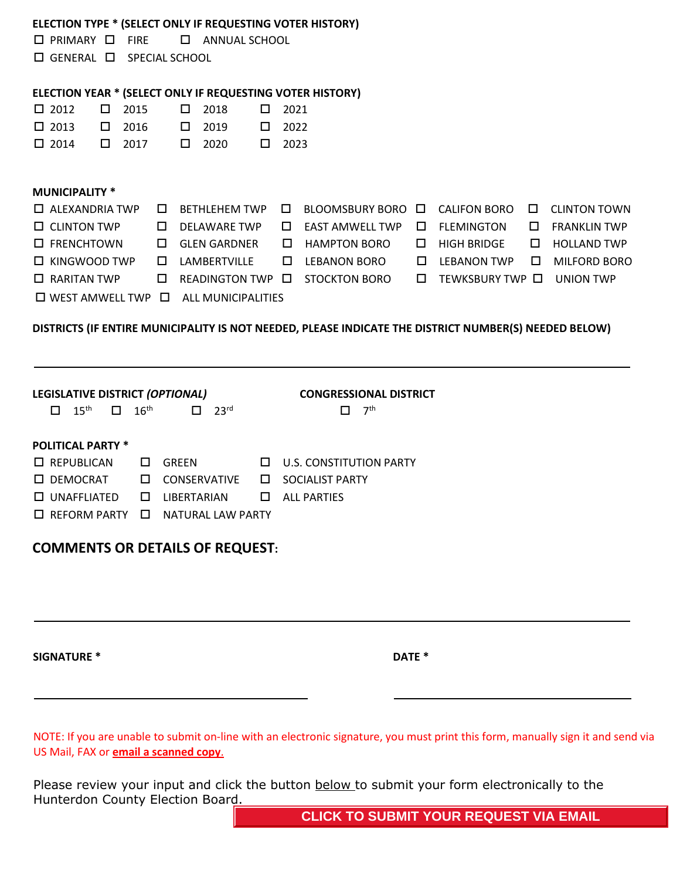**ELECTION TYPE * (SELECT ONLY IF REQUESTING VOTER HISTORY)**

☐ PRIMARY ☐ FIRE ☐ ANNUAL SCHOOL
☐ GENERAL ☐ SPECIAL SCHOOL

**ELECTION YEAR * (SELECT ONLY IF REQUESTING VOTER HISTORY)**

| | | | |
|---|---|---|---|
| ☐ 2012 | ☐ 2015 | ☐ 2018 | ☐ 2021 |
| ☐ 2013 | ☐ 2016 | ☐ 2019 | ☐ 2022 |
| ☐ 2014 | ☐ 2017 | ☐ 2020 | ☐ 2023 |

**MUNICIPALITY ***

| | | | | |
|---|---|---|---|---|
| ☐ ALEXANDRIA TWP | ☐ BETHLEHEM TWP | ☐ BLOOMSBURY BORO | ☐ CALIFON BORO | ☐ CLINTON TOWN |
| ☐ CLINTON TWP | ☐ DELAWARE TWP | ☐ EAST AMWELL TWP | ☐ FLEMINGTON | ☐ FRANKLIN TWP |
| ☐ FRENCHTOWN | ☐ GLEN GARDNER | ☐ HAMPTON BORO | ☐ HIGH BRIDGE | ☐ HOLLAND TWP |
| ☐ KINGWOOD TWP | ☐ LAMBERTVILLE | ☐ LEBANON BORO | ☐ LEBANON TWP | ☐ MILFORD BORO |
| ☐ RARITAN TWP | ☐ READINGTON TWP | ☐ STOCKTON BORO | ☐ TEWKSBURY TWP | ☐ UNION TWP |
| ☐ WEST AMWELL TWP | ☐ ALL MUNICIPALITIES | | | |

**DISTRICTS (IF ENTIRE MUNICIPALITY IS NOT NEEDED, PLEASE INDICATE THE DISTRICT NUMBER(S) NEEDED BELOW)**

______________________________________________________________________

**LEGISLATIVE DISTRICT *(OPTIONAL)***

☐ 15th ☐ 16th ☐ 23rd

**CONGRESSIONAL DISTRICT**

☐ 7th

**POLITICAL PARTY ***

| | | |
|---|---|---|
| ☐ REPUBLICAN | ☐ GREEN | ☐ U.S. CONSTITUTION PARTY |
| ☐ DEMOCRAT | ☐ CONSERVATIVE | ☐ SOCIALIST PARTY |
| ☐ UNAFFLIATED | ☐ LIBERTARIAN | ☐ ALL PARTIES |
| ☐ REFORM PARTY | ☐ NATURAL LAW PARTY | |

## COMMENTS OR DETAILS OF REQUEST:

______________________________________________________________________

**SIGNATURE *** ______________________________ **DATE *** ______________________________

NOTE: If you are unable to submit on-line with an electronic signature, you must print this form, manually sign it and send via US Mail, FAX or **email a scanned copy**.

Please review your input and click the button below to submit your form electronically to the Hunterdon County Election Board.

**CLICK TO SUBMIT YOUR REQUEST VIA EMAIL**